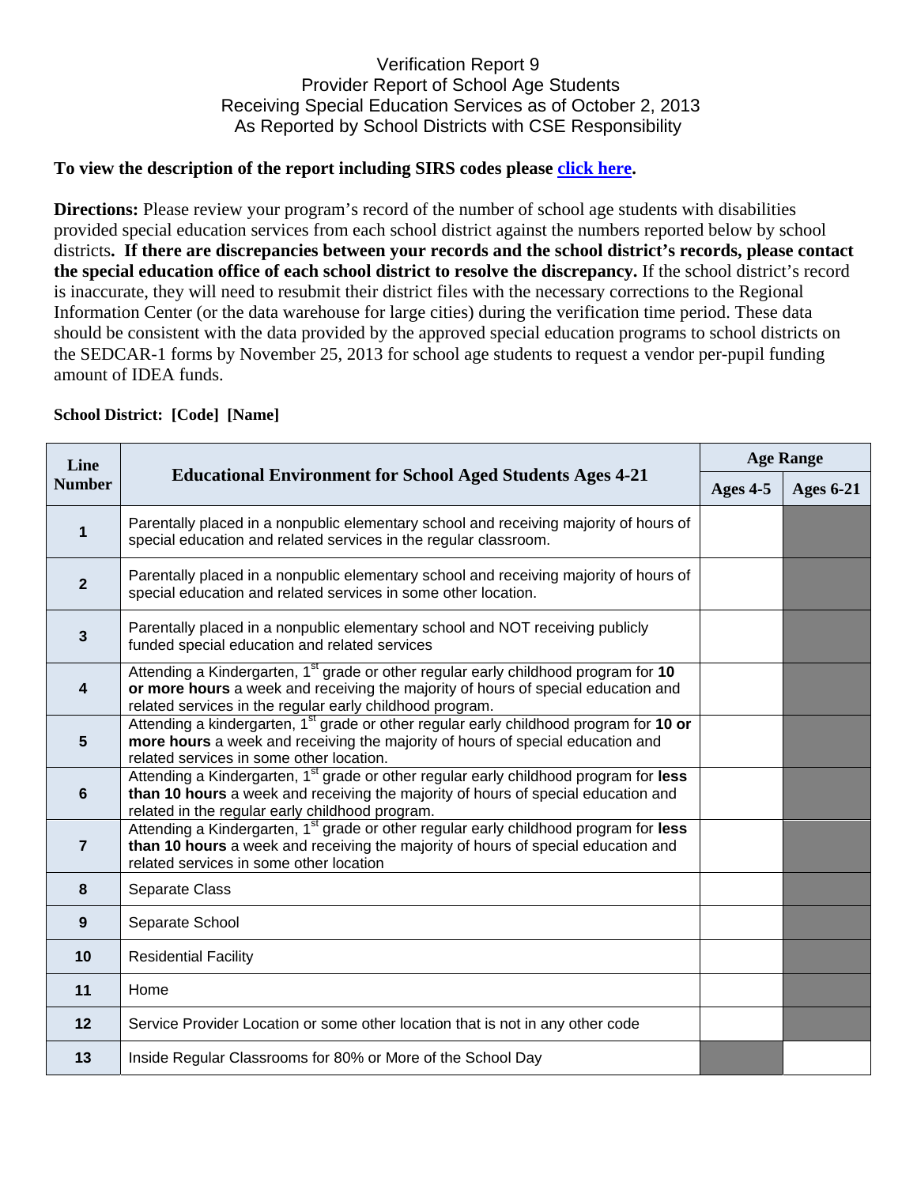# Verification Report 9
## Provider Report of School Age Students Receiving Special Education Services as of October 2, 2013 As Reported by School Districts with CSE Responsibility

**To view the description of the report including SIRS codes please click here.**

**Directions:** Please review your program's record of the number of school age students with disabilities provided special education services from each school district against the numbers reported below by school districts**. If there are discrepancies between your records and the school district's records, please contact the special education office of each school district to resolve the discrepancy.** If the school district's record is inaccurate, they will need to resubmit their district files with the necessary corrections to the Regional Information Center (or the data warehouse for large cities) during the verification time period. These data should be consistent with the data provided by the approved special education programs to school districts on the SEDCAR-1 forms by November 25, 2013 for school age students to request a vendor per-pupil funding amount of IDEA funds.

**School District: [Code] [Name]**

| Line Number | Educational Environment for School Aged Students Ages 4-21 | Age Range | |
|---|---|---|---|
| | | Ages 4-5 | Ages 6-21 |
| 1 | Parentally placed in a nonpublic elementary school and receiving majority of hours of special education and related services in the regular classroom. | | |
| 2 | Parentally placed in a nonpublic elementary school and receiving majority of hours of special education and related services in some other location. | | |
| 3 | Parentally placed in a nonpublic elementary school and NOT receiving publicly funded special education and related services | | |
| 4 | Attending a Kindergarten, 1st grade or other regular early childhood program for **10 or more hours** a week and receiving the majority of hours of special education and related services in the regular early childhood program. | | |
| 5 | Attending a kindergarten, 1st grade or other regular early childhood program for **10 or more hours** a week and receiving the majority of hours of special education and related services in some other location. | | |
| 6 | Attending a Kindergarten, 1st grade or other regular early childhood program for **less than 10 hours** a week and receiving the majority of hours of special education and related in the regular early childhood program. | | |
| 7 | Attending a Kindergarten, 1st grade or other regular early childhood program for **less than 10 hours** a week and receiving the majority of hours of special education and related services in some other location | | |
| 8 | Separate Class | | |
| 9 | Separate School | | |
| 10 | Residential Facility | | |
| 11 | Home | | |
| 12 | Service Provider Location or some other location that is not in any other code | | |
| 13 | Inside Regular Classrooms for 80% or More of the School Day | | |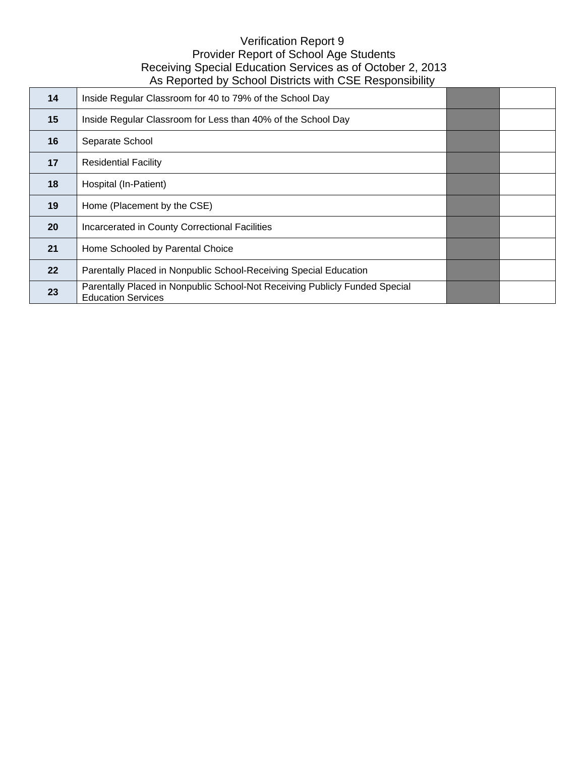Verification Report 9
Provider Report of School Age Students
Receiving Special Education Services as of October 2, 2013
As Reported by School Districts with CSE Responsibility

| | | | |
|---|---|---|---|
| **14** | Inside Regular Classroom for 40 to 79% of the School Day | | |
| **15** | Inside Regular Classroom for Less than 40% of the School Day | | |
| **16** | Separate School | | |
| **17** | Residential Facility | | |
| **18** | Hospital (In-Patient) | | |
| **19** | Home (Placement by the CSE) | | |
| **20** | Incarcerated in County Correctional Facilities | | |
| **21** | Home Schooled by Parental Choice | | |
| **22** | Parentally Placed in Nonpublic School-Receiving Special Education | | |
| **23** | Parentally Placed in Nonpublic School-Not Receiving Publicly Funded Special Education Services | | |